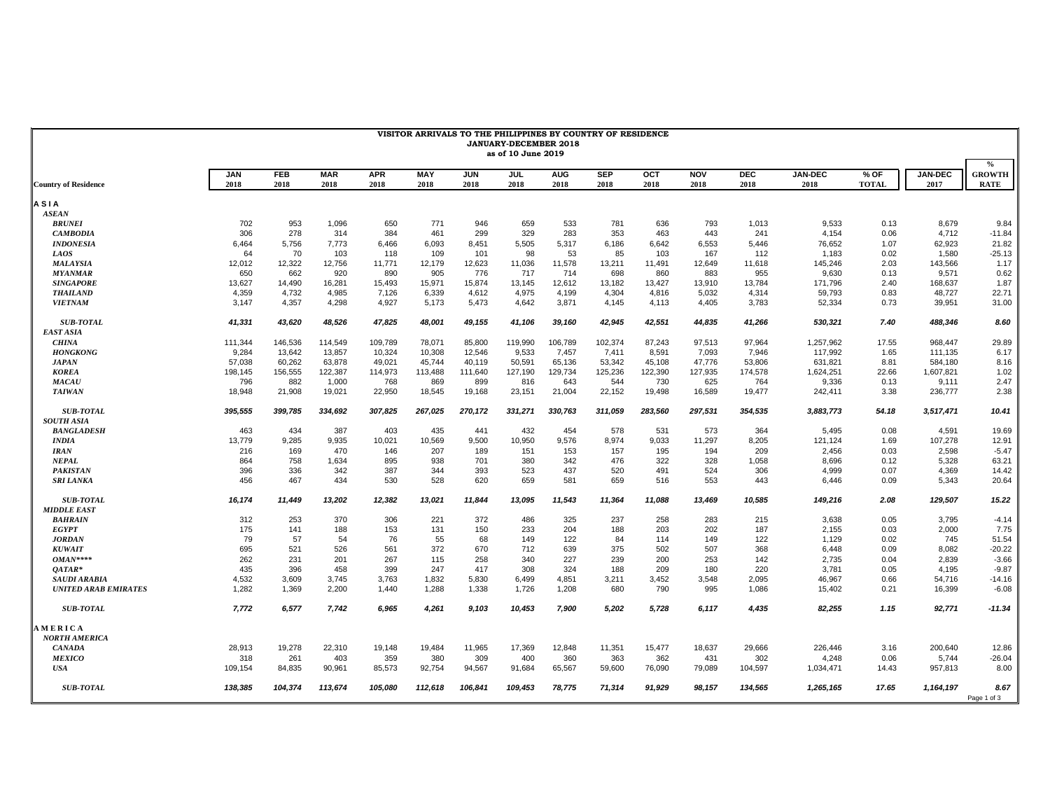# VISITOR ARRIVALS TO THE PHILIPPINES BY COUNTRY OF RESIDENCE
## JANUARY-DECEMBER 2018
### as of 10 June 2019

| Country of Residence | JAN 2018 | FEB 2018 | MAR 2018 | APR 2018 | MAY 2018 | JUN 2018 | JUL 2018 | AUG 2018 | SEP 2018 | OCT 2018 | NOV 2018 | DEC 2018 | JAN-DEC 2018 | % OF TOTAL | JAN-DEC 2017 | % GROWTH RATE |
|---|---|---|---|---|---|---|---|---|---|---|---|---|---|---|---|---|
| **A S I A** | | | | | | | | | | | | | | | | |
| ***ASEAN*** | | | | | | | | | | | | | | | | |
| ***BRUNEI*** | 702 | 953 | 1,096 | 650 | 771 | 946 | 659 | 533 | 781 | 636 | 793 | 1,013 | 9,533 | 0.13 | 8,679 | 9.84 |
| ***CAMBODIA*** | 306 | 278 | 314 | 384 | 461 | 299 | 329 | 283 | 353 | 463 | 443 | 241 | 4,154 | 0.06 | 4,712 | -11.84 |
| ***INDONESIA*** | 6,464 | 5,756 | 7,773 | 6,466 | 6,093 | 8,451 | 5,505 | 5,317 | 6,186 | 6,642 | 6,553 | 5,446 | 76,652 | 1.07 | 62,923 | 21.82 |
| ***LAOS*** | 64 | 70 | 103 | 118 | 109 | 101 | 98 | 53 | 85 | 103 | 167 | 112 | 1,183 | 0.02 | 1,580 | -25.13 |
| ***MALAYSIA*** | 12,012 | 12,322 | 12,756 | 11,771 | 12,179 | 12,623 | 11,036 | 11,578 | 13,211 | 11,491 | 12,649 | 11,618 | 145,246 | 2.03 | 143,566 | 1.17 |
| ***MYANMAR*** | 650 | 662 | 920 | 890 | 905 | 776 | 717 | 714 | 698 | 860 | 883 | 955 | 9,630 | 0.13 | 9,571 | 0.62 |
| ***SINGAPORE*** | 13,627 | 14,490 | 16,281 | 15,493 | 15,971 | 15,874 | 13,145 | 12,612 | 13,182 | 13,427 | 13,910 | 13,784 | 171,796 | 2.40 | 168,637 | 1.87 |
| ***THAILAND*** | 4,359 | 4,732 | 4,985 | 7,126 | 6,339 | 4,612 | 4,975 | 4,199 | 4,304 | 4,816 | 5,032 | 4,314 | 59,793 | 0.83 | 48,727 | 22.71 |
| ***VIETNAM*** | 3,147 | 4,357 | 4,298 | 4,927 | 5,173 | 5,473 | 4,642 | 3,871 | 4,145 | 4,113 | 4,405 | 3,783 | 52,334 | 0.73 | 39,951 | 31.00 |
| ***SUB-TOTAL*** | ***41,331*** | ***43,620*** | ***48,526*** | ***47,825*** | ***48,001*** | ***49,155*** | ***41,106*** | ***39,160*** | ***42,945*** | ***42,551*** | ***44,835*** | ***41,266*** | ***530,321*** | ***7.40*** | ***488,346*** | ***8.60*** |
| ***EAST ASIA*** | | | | | | | | | | | | | | | | |
| ***CHINA*** | 111,344 | 146,536 | 114,549 | 109,789 | 78,071 | 85,800 | 119,990 | 106,789 | 102,374 | 87,243 | 97,513 | 97,964 | 1,257,962 | 17.55 | 968,447 | 29.89 |
| ***HONGKONG*** | 9,284 | 13,642 | 13,857 | 10,324 | 10,308 | 12,546 | 9,533 | 7,457 | 7,411 | 8,591 | 7,093 | 7,946 | 117,992 | 1.65 | 111,135 | 6.17 |
| ***JAPAN*** | 57,038 | 60,262 | 63,878 | 49,021 | 45,744 | 40,119 | 50,591 | 65,136 | 53,342 | 45,108 | 47,776 | 53,806 | 631,821 | 8.81 | 584,180 | 8.16 |
| ***KOREA*** | 198,145 | 156,555 | 122,387 | 114,973 | 113,488 | 111,640 | 127,190 | 129,734 | 125,236 | 122,390 | 127,935 | 174,578 | 1,624,251 | 22.66 | 1,607,821 | 1.02 |
| ***MACAU*** | 796 | 882 | 1,000 | 768 | 869 | 899 | 816 | 643 | 544 | 730 | 625 | 764 | 9,336 | 0.13 | 9,111 | 2.47 |
| ***TAIWAN*** | 18,948 | 21,908 | 19,021 | 22,950 | 18,545 | 19,168 | 23,151 | 21,004 | 22,152 | 19,498 | 16,589 | 19,477 | 242,411 | 3.38 | 236,777 | 2.38 |
| ***SUB-TOTAL*** | ***395,555*** | ***399,785*** | ***334,692*** | ***307,825*** | ***267,025*** | ***270,172*** | ***331,271*** | ***330,763*** | ***311,059*** | ***283,560*** | ***297,531*** | ***354,535*** | ***3,883,773*** | ***54.18*** | ***3,517,471*** | ***10.41*** |
| ***SOUTH ASIA*** | | | | | | | | | | | | | | | | |
| ***BANGLADESH*** | 463 | 434 | 387 | 403 | 435 | 441 | 432 | 454 | 578 | 531 | 573 | 364 | 5,495 | 0.08 | 4,591 | 19.69 |
| ***INDIA*** | 13,779 | 9,285 | 9,935 | 10,021 | 10,569 | 9,500 | 10,950 | 9,576 | 8,974 | 9,033 | 11,297 | 8,205 | 121,124 | 1.69 | 107,278 | 12.91 |
| ***IRAN*** | 216 | 169 | 470 | 146 | 207 | 189 | 151 | 153 | 157 | 195 | 194 | 209 | 2,456 | 0.03 | 2,598 | -5.47 |
| ***NEPAL*** | 864 | 758 | 1,634 | 895 | 938 | 701 | 380 | 342 | 476 | 322 | 328 | 1,058 | 8,696 | 0.12 | 5,328 | 63.21 |
| ***PAKISTAN*** | 396 | 336 | 342 | 387 | 344 | 393 | 523 | 437 | 520 | 491 | 524 | 306 | 4,999 | 0.07 | 4,369 | 14.42 |
| ***SRI LANKA*** | 456 | 467 | 434 | 530 | 528 | 620 | 659 | 581 | 659 | 516 | 553 | 443 | 6,446 | 0.09 | 5,343 | 20.64 |
| ***SUB-TOTAL*** | ***16,174*** | ***11,449*** | ***13,202*** | ***12,382*** | ***13,021*** | ***11,844*** | ***13,095*** | ***11,543*** | ***11,364*** | ***11,088*** | ***13,469*** | ***10,585*** | ***149,216*** | ***2.08*** | ***129,507*** | ***15.22*** |
| ***MIDDLE EAST*** | | | | | | | | | | | | | | | | |
| ***BAHRAIN*** | 312 | 253 | 370 | 306 | 221 | 372 | 486 | 325 | 237 | 258 | 283 | 215 | 3,638 | 0.05 | 3,795 | -4.14 |
| ***EGYPT*** | 175 | 141 | 188 | 153 | 131 | 150 | 233 | 204 | 188 | 203 | 202 | 187 | 2,155 | 0.03 | 2,000 | 7.75 |
| ***JORDAN*** | 79 | 57 | 54 | 76 | 55 | 68 | 149 | 122 | 84 | 114 | 149 | 122 | 1,129 | 0.02 | 745 | 51.54 |
| ***KUWAIT*** | 695 | 521 | 526 | 561 | 372 | 670 | 712 | 639 | 375 | 502 | 507 | 368 | 6,448 | 0.09 | 8,082 | -20.22 |
| ***OMAN\*\*\*\**** | 262 | 231 | 201 | 267 | 115 | 258 | 340 | 227 | 239 | 200 | 253 | 142 | 2,735 | 0.04 | 2,839 | -3.66 |
| ***QATAR\**** | 435 | 396 | 458 | 399 | 247 | 417 | 308 | 324 | 188 | 209 | 180 | 220 | 3,781 | 0.05 | 4,195 | -9.87 |
| ***SAUDI ARABIA*** | 4,532 | 3,609 | 3,745 | 3,763 | 1,832 | 5,830 | 6,499 | 4,851 | 3,211 | 3,452 | 3,548 | 2,095 | 46,967 | 0.66 | 54,716 | -14.16 |
| ***UNITED ARAB EMIRATES*** | 1,282 | 1,369 | 2,200 | 1,440 | 1,288 | 1,338 | 1,726 | 1,208 | 680 | 790 | 995 | 1,086 | 15,402 | 0.21 | 16,399 | -6.08 |
| ***SUB-TOTAL*** | ***7,772*** | ***6,577*** | ***7,742*** | ***6,965*** | ***4,261*** | ***9,103*** | ***10,453*** | ***7,900*** | ***5,202*** | ***5,728*** | ***6,117*** | ***4,435*** | ***82,255*** | ***1.15*** | ***92,771*** | ***-11.34*** |
| **A M E R I C A** | | | | | | | | | | | | | | | | |
| ***NORTH AMERICA*** | | | | | | | | | | | | | | | | |
| ***CANADA*** | 28,913 | 19,278 | 22,310 | 19,148 | 19,484 | 11,965 | 17,369 | 12,848 | 11,351 | 15,477 | 18,637 | 29,666 | 226,446 | 3.16 | 200,640 | 12.86 |
| ***MEXICO*** | 318 | 261 | 403 | 359 | 380 | 309 | 400 | 360 | 363 | 362 | 431 | 302 | 4,248 | 0.06 | 5,744 | -26.04 |
| ***USA*** | 109,154 | 84,835 | 90,961 | 85,573 | 92,754 | 94,567 | 91,684 | 65,567 | 59,600 | 76,090 | 79,089 | 104,597 | 1,034,471 | 14.43 | 957,813 | 8.00 |
| ***SUB-TOTAL*** | ***138,385*** | ***104,374*** | ***113,674*** | ***105,080*** | ***112,618*** | ***106,841*** | ***109,453*** | ***78,775*** | ***71,314*** | ***91,929*** | ***98,157*** | ***134,565*** | ***1,265,165*** | ***17.65*** | ***1,164,197*** | ***8.67*** |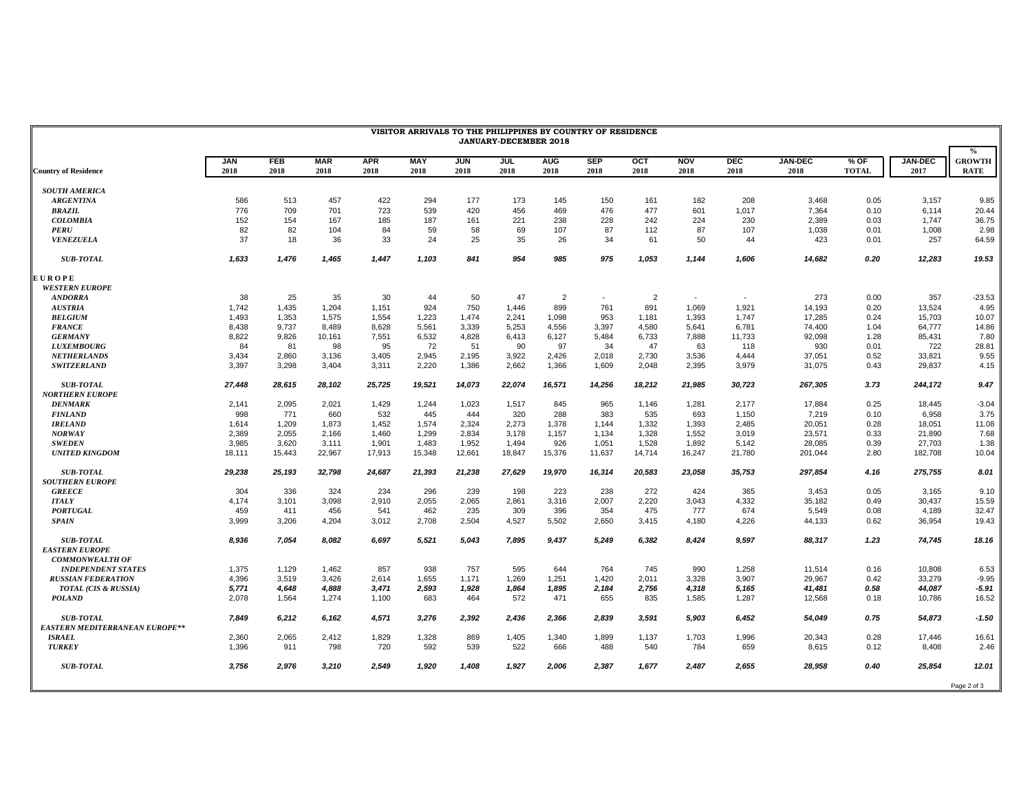## VISITOR ARRIVALS TO THE PHILIPPINES BY COUNTRY OF RESIDENCE
### JANUARY-DECEMBER 2018

| Country of Residence | JAN 2018 | FEB 2018 | MAR 2018 | APR 2018 | MAY 2018 | JUN 2018 | JUL 2018 | AUG 2018 | SEP 2018 | OCT 2018 | NOV 2018 | DEC 2018 | JAN-DEC 2018 | % OF TOTAL | JAN-DEC 2017 | % GROWTH RATE |
|---|---|---|---|---|---|---|---|---|---|---|---|---|---|---|---|---|
| ***SOUTH AMERICA*** | | | | | | | | | | | | | | | | |
| ***ARGENTINA*** | 586 | 513 | 457 | 422 | 294 | 177 | 173 | 145 | 150 | 161 | 182 | 208 | 3,468 | 0.05 | 3,157 | 9.85 |
| ***BRAZIL*** | 776 | 709 | 701 | 723 | 539 | 420 | 456 | 469 | 476 | 477 | 601 | 1,017 | 7,364 | 0.10 | 6,114 | 20.44 |
| ***COLOMBIA*** | 152 | 154 | 167 | 185 | 187 | 161 | 221 | 238 | 228 | 242 | 224 | 230 | 2,389 | 0.03 | 1,747 | 36.75 |
| ***PERU*** | 82 | 82 | 104 | 84 | 59 | 58 | 69 | 107 | 87 | 112 | 87 | 107 | 1,038 | 0.01 | 1,008 | 2.98 |
| ***VENEZUELA*** | 37 | 18 | 36 | 33 | 24 | 25 | 35 | 26 | 34 | 61 | 50 | 44 | 423 | 0.01 | 257 | 64.59 |
| ***SUB-TOTAL*** | ***1,633*** | ***1,476*** | ***1,465*** | ***1,447*** | ***1,103*** | ***841*** | ***954*** | ***985*** | ***975*** | ***1,053*** | ***1,144*** | ***1,606*** | ***14,682*** | ***0.20*** | ***12,283*** | ***19.53*** |
| **E U R O P E** | | | | | | | | | | | | | | | | |
| ***WESTERN EUROPE*** | | | | | | | | | | | | | | | | |
| ***ANDORRA*** | 38 | 25 | 35 | 30 | 44 | 50 | 47 | 2 | - | 2 | - | - | 273 | 0.00 | 357 | -23.53 |
| ***AUSTRIA*** | 1,742 | 1,435 | 1,204 | 1,151 | 924 | 750 | 1,446 | 899 | 761 | 891 | 1,069 | 1,921 | 14,193 | 0.20 | 13,524 | 4.95 |
| ***BELGIUM*** | 1,493 | 1,353 | 1,575 | 1,554 | 1,223 | 1,474 | 2,241 | 1,098 | 953 | 1,181 | 1,393 | 1,747 | 17,285 | 0.24 | 15,703 | 10.07 |
| ***FRANCE*** | 8,438 | 9,737 | 8,489 | 8,628 | 5,561 | 3,339 | 5,253 | 4,556 | 3,397 | 4,580 | 5,641 | 6,781 | 74,400 | 1.04 | 64,777 | 14.86 |
| ***GERMANY*** | 8,822 | 9,826 | 10,161 | 7,551 | 6,532 | 4,828 | 6,413 | 6,127 | 5,484 | 6,733 | 7,888 | 11,733 | 92,098 | 1.28 | 85,431 | 7.80 |
| ***LUXEMBOURG*** | 84 | 81 | 98 | 95 | 72 | 51 | 90 | 97 | 34 | 47 | 63 | 118 | 930 | 0.01 | 722 | 28.81 |
| ***NETHERLANDS*** | 3,434 | 2,860 | 3,136 | 3,405 | 2,945 | 2,195 | 3,922 | 2,426 | 2,018 | 2,730 | 3,536 | 4,444 | 37,051 | 0.52 | 33,821 | 9.55 |
| ***SWITZERLAND*** | 3,397 | 3,298 | 3,404 | 3,311 | 2,220 | 1,386 | 2,662 | 1,366 | 1,609 | 2,048 | 2,395 | 3,979 | 31,075 | 0.43 | 29,837 | 4.15 |
| ***SUB-TOTAL*** | ***27,448*** | ***28,615*** | ***28,102*** | ***25,725*** | ***19,521*** | ***14,073*** | ***22,074*** | ***16,571*** | ***14,256*** | ***18,212*** | ***21,985*** | ***30,723*** | ***267,305*** | ***3.73*** | ***244,172*** | ***9.47*** |
| ***NORTHERN EUROPE*** | | | | | | | | | | | | | | | | |
| ***DENMARK*** | 2,141 | 2,095 | 2,021 | 1,429 | 1,244 | 1,023 | 1,517 | 845 | 965 | 1,146 | 1,281 | 2,177 | 17,884 | 0.25 | 18,445 | -3.04 |
| ***FINLAND*** | 998 | 771 | 660 | 532 | 445 | 444 | 320 | 288 | 383 | 535 | 693 | 1,150 | 7,219 | 0.10 | 6,958 | 3.75 |
| ***IRELAND*** | 1,614 | 1,209 | 1,873 | 1,452 | 1,574 | 2,324 | 2,273 | 1,378 | 1,144 | 1,332 | 1,393 | 2,485 | 20,051 | 0.28 | 18,051 | 11.08 |
| ***NORWAY*** | 2,389 | 2,055 | 2,166 | 1,460 | 1,299 | 2,834 | 3,178 | 1,157 | 1,134 | 1,328 | 1,552 | 3,019 | 23,571 | 0.33 | 21,890 | 7.68 |
| ***SWEDEN*** | 3,985 | 3,620 | 3,111 | 1,901 | 1,483 | 1,952 | 1,494 | 926 | 1,051 | 1,528 | 1,892 | 5,142 | 28,085 | 0.39 | 27,703 | 1.38 |
| ***UNITED KINGDOM*** | 18,111 | 15,443 | 22,967 | 17,913 | 15,348 | 12,661 | 18,847 | 15,376 | 11,637 | 14,714 | 16,247 | 21,780 | 201,044 | 2.80 | 182,708 | 10.04 |
| ***SUB-TOTAL*** | ***29,238*** | ***25,193*** | ***32,798*** | ***24,687*** | ***21,393*** | ***21,238*** | ***27,629*** | ***19,970*** | ***16,314*** | ***20,583*** | ***23,058*** | ***35,753*** | ***297,854*** | ***4.16*** | ***275,755*** | ***8.01*** |
| ***SOUTHERN EUROPE*** | | | | | | | | | | | | | | | | |
| ***GREECE*** | 304 | 336 | 324 | 234 | 296 | 239 | 198 | 223 | 238 | 272 | 424 | 365 | 3,453 | 0.05 | 3,165 | 9.10 |
| ***ITALY*** | 4,174 | 3,101 | 3,098 | 2,910 | 2,055 | 2,065 | 2,861 | 3,316 | 2,007 | 2,220 | 3,043 | 4,332 | 35,182 | 0.49 | 30,437 | 15.59 |
| ***PORTUGAL*** | 459 | 411 | 456 | 541 | 462 | 235 | 309 | 396 | 354 | 475 | 777 | 674 | 5,549 | 0.08 | 4,189 | 32.47 |
| ***SPAIN*** | 3,999 | 3,206 | 4,204 | 3,012 | 2,708 | 2,504 | 4,527 | 5,502 | 2,650 | 3,415 | 4,180 | 4,226 | 44,133 | 0.62 | 36,954 | 19.43 |
| ***SUB-TOTAL*** | ***8,936*** | ***7,054*** | ***8,082*** | ***6,697*** | ***5,521*** | ***5,043*** | ***7,895*** | ***9,437*** | ***5,249*** | ***6,382*** | ***8,424*** | ***9,597*** | ***88,317*** | ***1.23*** | ***74,745*** | ***18.16*** |
| ***EASTERN EUROPE*** | | | | | | | | | | | | | | | | |
| ***COMMONWEALTH OF INDEPENDENT STATES*** | 1,375 | 1,129 | 1,462 | 857 | 938 | 757 | 595 | 644 | 764 | 745 | 990 | 1,258 | 11,514 | 0.16 | 10,808 | 6.53 |
| ***RUSSIAN FEDERATION*** | 4,396 | 3,519 | 3,426 | 2,614 | 1,655 | 1,171 | 1,269 | 1,251 | 1,420 | 2,011 | 3,328 | 3,907 | 29,967 | 0.42 | 33,279 | -9.95 |
| ***TOTAL (CIS & RUSSIA)*** | ***5,771*** | ***4,648*** | ***4,888*** | ***3,471*** | ***2,593*** | ***1,928*** | ***1,864*** | ***1,895*** | ***2,184*** | ***2,756*** | ***4,318*** | ***5,165*** | ***41,481*** | ***0.58*** | ***44,087*** | ***-5.91*** |
| ***POLAND*** | 2,078 | 1,564 | 1,274 | 1,100 | 683 | 464 | 572 | 471 | 655 | 835 | 1,585 | 1,287 | 12,568 | 0.18 | 10,786 | 16.52 |
| ***SUB-TOTAL*** | ***7,849*** | ***6,212*** | ***6,162*** | ***4,571*** | ***3,276*** | ***2,392*** | ***2,436*** | ***2,366*** | ***2,839*** | ***3,591*** | ***5,903*** | ***6,452*** | ***54,049*** | ***0.75*** | ***54,873*** | ***-1.50*** |
| ***EASTERN MEDITERRANEAN EUROPE**** | | | | | | | | | | | | | | | | |
| ***ISRAEL*** | 2,360 | 2,065 | 2,412 | 1,829 | 1,328 | 869 | 1,405 | 1,340 | 1,899 | 1,137 | 1,703 | 1,996 | 20,343 | 0.28 | 17,446 | 16.61 |
| ***TURKEY*** | 1,396 | 911 | 798 | 720 | 592 | 539 | 522 | 666 | 488 | 540 | 784 | 659 | 8,615 | 0.12 | 8,408 | 2.46 |
| ***SUB-TOTAL*** | ***3,756*** | ***2,976*** | ***3,210*** | ***2,549*** | ***1,920*** | ***1,408*** | ***1,927*** | ***2,006*** | ***2,387*** | ***1,677*** | ***2,487*** | ***2,655*** | ***28,958*** | ***0.40*** | ***25,854*** | ***12.01*** |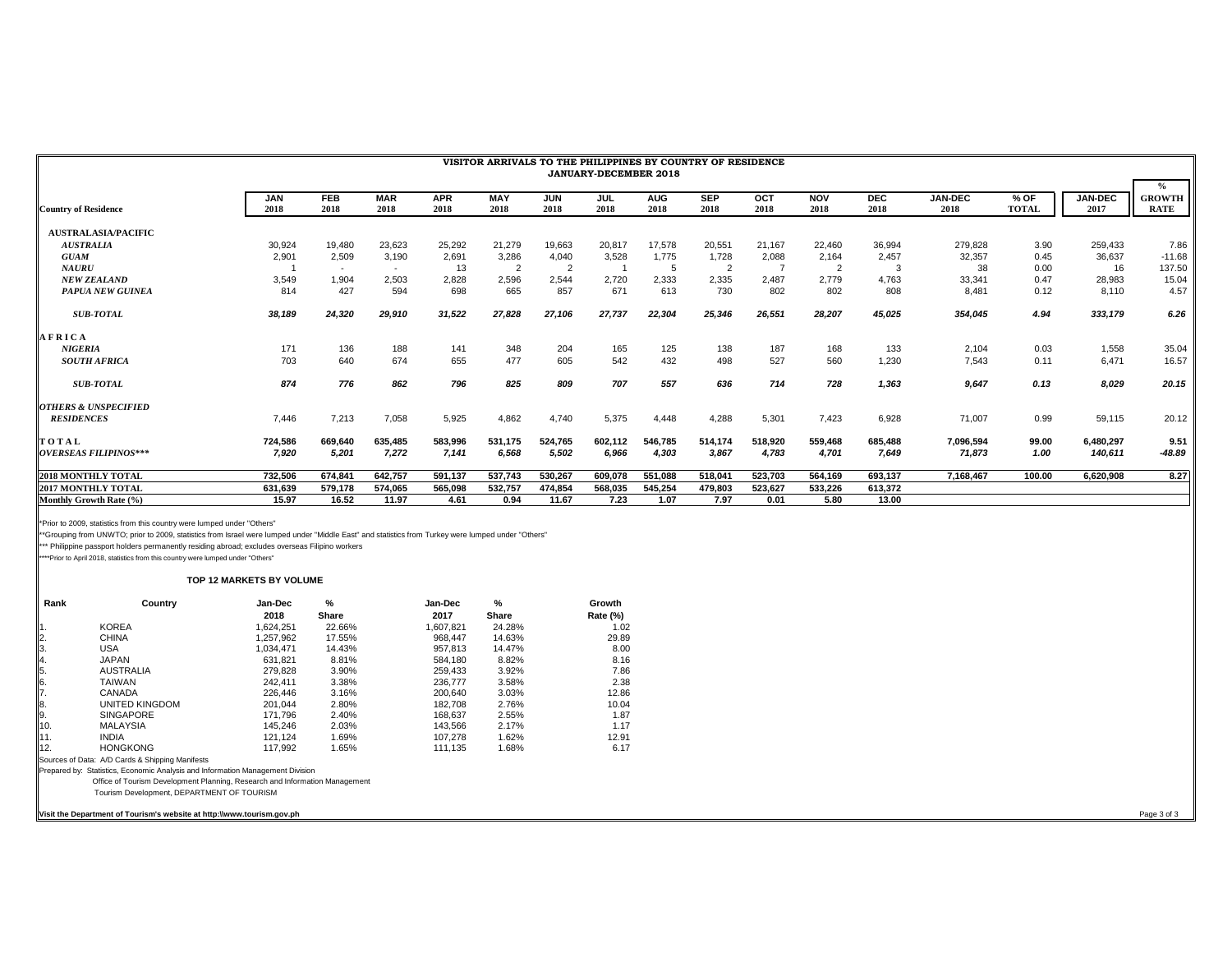# VISITOR ARRIVALS TO THE PHILIPPINES BY COUNTRY OF RESIDENCE
## JANUARY-DECEMBER 2018

| Country of Residence | JAN 2018 | FEB 2018 | MAR 2018 | APR 2018 | MAY 2018 | JUN 2018 | JUL 2018 | AUG 2018 | SEP 2018 | OCT 2018 | NOV 2018 | DEC 2018 | JAN-DEC 2018 | % OF TOTAL | JAN-DEC 2017 | % GROWTH RATE |
|---|---|---|---|---|---|---|---|---|---|---|---|---|---|---|---|---|
| **AUSTRALASIA/PACIFIC** | | | | | | | | | | | | | | | | |
| ***AUSTRALIA*** | 30,924 | 19,480 | 23,623 | 25,292 | 21,279 | 19,663 | 20,817 | 17,578 | 20,551 | 21,167 | 22,460 | 36,994 | 279,828 | 3.90 | 259,433 | 7.86 |
| ***GUAM*** | 2,901 | 2,509 | 3,190 | 2,691 | 3,286 | 4,040 | 3,528 | 1,775 | 1,728 | 2,088 | 2,164 | 2,457 | 32,357 | 0.45 | 36,637 | -11.68 |
| ***NAURU*** | 1 | - | - | 13 | 2 | 2 | 1 | 5 | 2 | 7 | 2 | 3 | 38 | 0.00 | 16 | 137.50 |
| ***NEW ZEALAND*** | 3,549 | 1,904 | 2,503 | 2,828 | 2,596 | 2,544 | 2,720 | 2,333 | 2,335 | 2,487 | 2,779 | 4,763 | 33,341 | 0.47 | 28,983 | 15.04 |
| ***PAPUA NEW GUINEA*** | 814 | 427 | 594 | 698 | 665 | 857 | 671 | 613 | 730 | 802 | 802 | 808 | 8,481 | 0.12 | 8,110 | 4.57 |
| ***SUB-TOTAL*** | ***38,189*** | ***24,320*** | ***29,910*** | ***31,522*** | ***27,828*** | ***27,106*** | ***27,737*** | ***22,304*** | ***25,346*** | ***26,551*** | ***28,207*** | ***45,025*** | ***354,045*** | ***4.94*** | ***333,179*** | ***6.26*** |
| **A F R I C A** | | | | | | | | | | | | | | | | |
| ***NIGERIA*** | 171 | 136 | 188 | 141 | 348 | 204 | 165 | 125 | 138 | 187 | 168 | 133 | 2,104 | 0.03 | 1,558 | 35.04 |
| ***SOUTH AFRICA*** | 703 | 640 | 674 | 655 | 477 | 605 | 542 | 432 | 498 | 527 | 560 | 1,230 | 7,543 | 0.11 | 6,471 | 16.57 |
| ***SUB-TOTAL*** | ***874*** | ***776*** | ***862*** | ***796*** | ***825*** | ***809*** | ***707*** | ***557*** | ***636*** | ***714*** | ***728*** | ***1,363*** | ***9,647*** | ***0.13*** | ***8,029*** | ***20.15*** |
| ***OTHERS & UNSPECIFIED*** | | | | | | | | | | | | | | | | |
| ***RESIDENCES*** | 7,446 | 7,213 | 7,058 | 5,925 | 4,862 | 4,740 | 5,375 | 4,448 | 4,288 | 5,301 | 7,423 | 6,928 | 71,007 | 0.99 | 59,115 | 20.12 |
| **T O T A L** | **724,586** | **669,640** | **635,485** | **583,996** | **531,175** | **524,765** | **602,112** | **546,785** | **514,174** | **518,920** | **559,468** | **685,488** | **7,096,594** | **99.00** | **6,480,297** | **9.51** |
| ***OVERSEAS FILIPINOS**** | ***7,920*** | ***5,201*** | ***7,272*** | ***7,141*** | ***6,568*** | ***5,502*** | ***6,966*** | ***4,303*** | ***3,867*** | ***4,783*** | ***4,701*** | ***7,649*** | ***71,873*** | ***1.00*** | ***140,611*** | ***-48.89*** |
| **2018 MONTHLY TOTAL** | **732,506** | **674,841** | **642,757** | **591,137** | **537,743** | **530,267** | **609,078** | **551,088** | **518,041** | **523,703** | **564,169** | **693,137** | **7,168,467** | **100.00** | **6,620,908** | **8.27** |
| **2017 MONTHLY TOTAL** | **631,639** | **579,178** | **574,065** | **565,098** | **532,757** | **474,854** | **568,035** | **545,254** | **479,803** | **523,627** | **533,226** | **613,372** | | | | |
| **Monthly Growth Rate (%)** | **15.97** | **16.52** | **11.97** | **4.61** | **0.94** | **11.67** | **7.23** | **1.07** | **7.97** | **0.01** | **5.80** | **13.00** | | | | |

*Prior to 2009, statistics from this country were lumped under "Others"

**Grouping from UNWTO; prior to 2009, statistics from Israel were lumped under "Middle East" and statistics from Turkey were lumped under "Others"

*** Philippine passport holders permanently residing abroad; excludes overseas Filipino workers

****Prior to April 2018, statistics from this country were lumped under "Others"

**TOP 12 MARKETS BY VOLUME**

| Rank | Country | Jan-Dec 2018 | % Share | Jan-Dec 2017 | % Share | Growth Rate (%) |
|---|---|---|---|---|---|---|
| 1. | KOREA | 1,624,251 | 22.66% | 1,607,821 | 24.28% | 1.02 |
| 2. | CHINA | 1,257,962 | 17.55% | 968,447 | 14.63% | 29.89 |
| 3. | USA | 1,034,471 | 14.43% | 957,813 | 14.47% | 8.00 |
| 4. | JAPAN | 631,821 | 8.81% | 584,180 | 8.82% | 8.16 |
| 5. | AUSTRALIA | 279,828 | 3.90% | 259,433 | 3.92% | 7.86 |
| 6. | TAIWAN | 242,411 | 3.38% | 236,777 | 3.58% | 2.38 |
| 7. | CANADA | 226,446 | 3.16% | 200,640 | 3.03% | 12.86 |
| 8. | UNITED KINGDOM | 201,044 | 2.80% | 182,708 | 2.76% | 10.04 |
| 9. | SINGAPORE | 171,796 | 2.40% | 168,637 | 2.55% | 1.87 |
| 10. | MALAYSIA | 145,246 | 2.03% | 143,566 | 2.17% | 1.17 |
| 11. | INDIA | 121,124 | 1.69% | 107,278 | 1.62% | 12.91 |
| 12. | HONGKONG | 117,992 | 1.65% | 111,135 | 1.68% | 6.17 |

Sources of Data: A/D Cards & Shipping Manifests

Prepared by: Statistics, Economic Analysis and Information Management Division
Office of Tourism Development Planning, Research and Information Management
Tourism Development, DEPARTMENT OF TOURISM

**Visit the Department of Tourism's website at http:\\www.tourism.gov.ph**